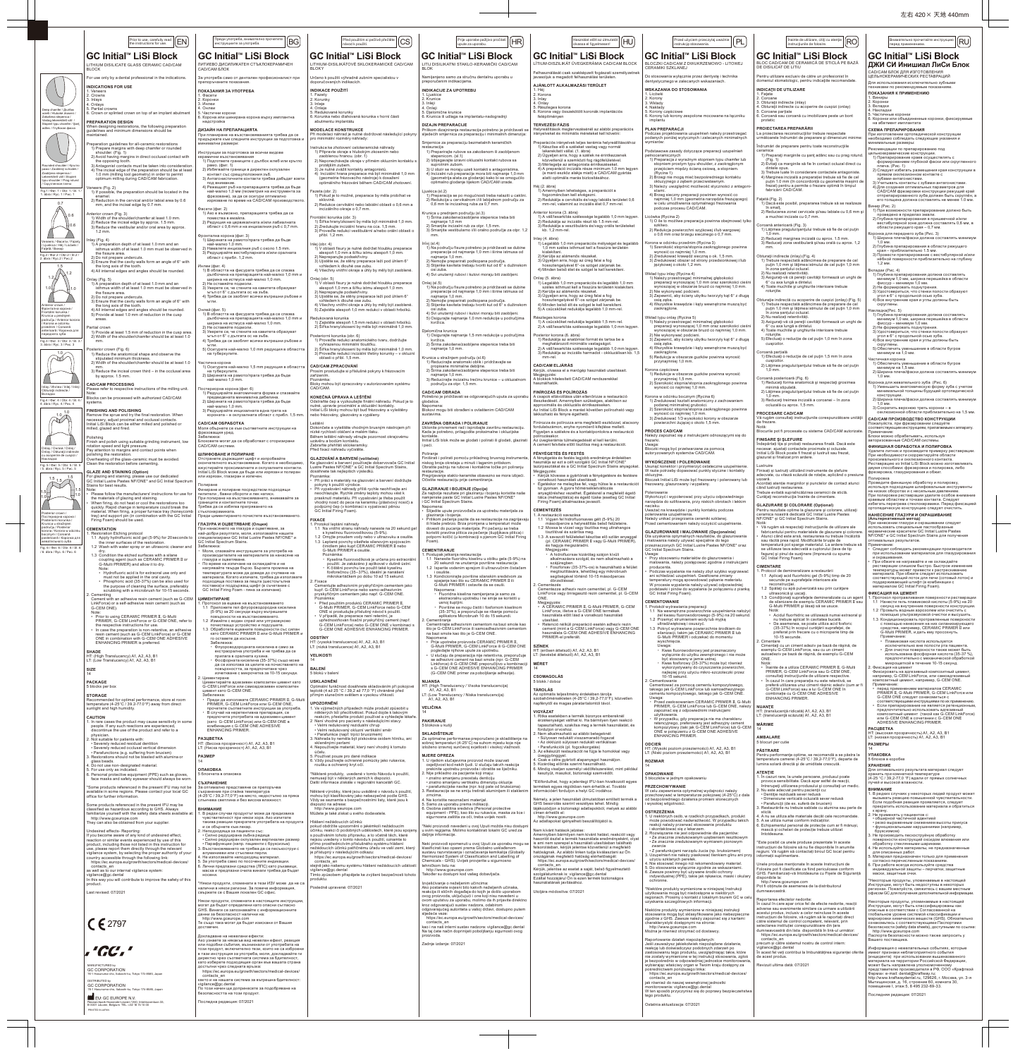Prior to use, carefully read the instructions for use. EN

# GC Initial™ LiSi Block

LITHIUM DISILICATE GLASS CERAMIC CAD/CAM BLOCK

For use only by a dental professional in the indications.

## INDICATIONS FOR USE

1. Veneers
2. Crowns
3. Inlays
4. Onlays
5. Partial crowns
6. Crown or splinted crown on top of an implant abutment

## PREPARATION DESIGN

When designing restorations, the following preparation guidelines and minimum dimensions should be maintained.

Preparation guidelines for all-ceramic restorations

1) Prepare margins with deep chamfer or rounded shoulder. (Fig. 1)
2) Avoid having margins in direct occlusal contact with the opposing tooth.
3) Antagonist contacts must be taken into consideration.
4) The incisal edge of the preparation should be at least 1.0 mm (milling tool geometry) in order to permit optimum milling during CAD/CAM fabrication.

Veneers (Fig. 2)

1) If possible, the preparation should be located in the enamel.
2) Reduction in the cervical and/or labial area by 0.6 mm, and the incisal edge by 0.7 mm.

Anterior crown (Fig. 3)

1) Width of the shoulder/chamfer at least 1.0 mm.
2) Reduce the incisal edge by approx. 1.5 mm.
3) Reduce the vestibular and/or oral area by approx. 1.2 mm.

Inlay (Fig. 4)

1) A preparation depth of at least 1.0 mm and an isthmus width of at least 1.0 mm must be observed in the fissure area.
2) Do not prepare undercuts.
3) Ensure that the cavity walls form an angle of 6° with the long axis of the tooth.
4) All internal edges and angles should be rounded.

Onlay (Fig. 5)

1) A preparation depth of at least 1.0 mm and an isthmus width of at least 1.0 mm must be observed in the fissure area.
2) Do not prepare undercuts.
3) Ensure that the cavity walls form an angle of 6° with the long axis of the tooth.
4) All internal edges and angles should be rounded.
5) Provide at least 1.0 mm of reduction in the cusp areas.

Partial crown

1) Provide at least 1.5 mm of reduction in the cusp area.
2) Width of the shoulder/chamfer should be at least 1.0 mm.

Posterior crown (Fig. 6)

1) Reduce the anatomical shape and observe the stipulated minimum thickness.
2) Width of the shoulder/chamfer should be at least 1.0 mm.
3) Reduce the incisal crown third – in the occlusal area by approx. 1.5 mm.

## CAD/CAM PROCESSING

Please refer to respective instructions of the milling unit.

Note:

Blocks can be processed with authorized CAD/CAM systems.

## FINISHING AND POLISHING

Remove the sprue and try the final restoration. When necessary, adjust proximal and occlusal contacts. Initial LiSi Block can be either milled and polished or milled, glazed and fired.

Polishing

Finish and polish using suitable grinding instrument, low rotation speed and light pressure.
Pay attention to margins and contact points when polishing the restoration.
Overheating of the glass-ceramic must be avoided.
Clean the restoration before cementing.

## GLAZE AND STAINING (Option)

For glazing and staining, please use our dedicated GC Initial Lustre Pastes NF/ONE* and GC Initial Spectrum Stains for best results.

Note:

- Please follow the manufacturers' instructions for use for the materials of glazing and staining.
- When firing, do not heat or cool the restorations too quickly. Rapid change in temperature could break the material. When firing, a proper furnace tray (honeycomb tray) and support pin (in combination with the GC Initial Firing Foam) should be used.

## CEMENTATION

1. Restoration Etching protocol
   1.1 Apply hydrofluoric acid gel (5-9%) for 20 seconds to the inner surfaces of the restoration.
   1.2 Wash with water spray or an ultrasonic cleaner and dry.
   1.3 Condition the etched surfaces with a silane coupling agent (such as CERAMIC PRIMER II or G-Multi PRIMER) and allow it to dry.

   Note:
   - Hydrofluoric acid is for extraoral use only and must not be applied in the oral cavity.
   - Phosphoric acid (35-37%) can be also used for the purpose of cleaning the surface, preferably scrubbing with a microbrush for 10-15 seconds.

2. Cementing

   Cement with an adhesive resin cement (such as G-CEM LinkForce) or a self-adhesive resin cement (such as G-CEM ONE).

   Note:
   - Prior to using CERAMIC PRIMER II, G-Multi PRIMER, G-CEM LinkForce or G-CEM ONE, refer to the respective instructions for use.
   - In case the preparation is non-retentive, an adhesive resin cement (such as G-CEM LinkForce) or G-CEM ONE in combination with G-CEM ONE ADHESIVE ENHANCING PRIMER is preferred.

## SHADE

HT (High Translucency) A1, A2, A3, B1
LT (Low Translucency) A1, A2, A3, B1

## SIZE

14

## PACKAGE

5 blocks per box

## STORAGE

Recommended for optimal performance, store at room temperature (4-25°C / 39.2-77.0°F) away from direct sunlight and high humidity.

## CAUTION

1. In rare cases the product may cause sensitivity in some people. If any such reactions are experienced, discontinue the use of the product and refer to a physician.
2. Not suitable for patients with:
   - Severely reduced residual dentition
   - Severely reduced occlusal vertical dimension
   - Parafunctions (e.g. suffering from bruxism)
3. Restorations should not be blasted with alumina or glass beads.
4. Do not use non-designated material.
5. For use only as indicated.
6. Personal protective equipment (PPE) such as gloves, face masks and safety eyewear should always be worn.

*Some products referenced in the present IFU may not be available in some regions. Please contact your local GC office for further information.

Some products referenced in the present IFU may be classified as hazardous according to GHS. Always familiarize yourself with the safety data sheets available at:
http://www.gceurope.com
They can also be obtained from your supplier.

Undesired effects - Reporting:
If you become aware of any kind of undesired effect, reaction or similar events experienced by use of this product, including those not listed in this instruction for use, please report them directly through the relevant vigilance system, by selecting the proper authority of your country accessible through the following link:
https://ec.europa.eu/growth/sectors/medical-devices/contacts_en
as well as to our internal vigilance system: vigilance@gc.dental
In this way you will contribute to improve the safety of this product.

Last revised: 07/2021

2797

MANUFACTURED by
GC CORPORATION
76-1 Hasunuma-cho, Itabashi-ku, Tokyo 174-8585, Japan

DISTRIBUTED by
GC CORPORATION
76-1 Hasunuma-cho, Itabashi-ku, Tokyo 174-8585, Japan

EU: GC EUROPE N.V.
Researchpark Haasrode-Leuven 1240, Interleuvenlaan 33, B-3001 Leuven, Belgium TEL: +32 16 74 10 00

# GC Initial™ LiSi Block (BG)

ЛИТИЕВО ДИСИЛИКАТЕН СТЪКЛОКЕРАМИЧЕН CAD/CAM БЛОК

# GC Initial™ LiSi Block (CS)

LITHIUM-DISILIKÁTOVÉ SKLOKERAMICKÉ CAD/CAM BLOKY

# GC Initial™ LiSi Block (HR)

LITIJ DISILIKATNI STAKLO-KERAMIČNI CAD/CAM BLOK

# GC Initial™ LiSi Block (HU)

LÍTIUM-DISZILIKÁT ÜVEGKERÁMIA CAD/CAM BLOCK

# GC Initial™ LiSi Block (PL)

BLOCZKI CAD/CAM Z DWUKRZEMOWO - LITOWEJ CERAMIKI SZKLANEJ

# GC Initial™ LiSi Block (RO)

BLOC CAD/CAM DE CERAMICĂ DE STICLĂ PE BAZĂ DE DISILICAT DE LITIU

# GC Initial™ LiSi Block (RU)

ДЖИ СИ Инишиал ЛиСи Блок

CAD/CAM БЛОК ДЛЯ ИЗГОТОВЛЕНИЯ ЦЕЛЬНОКЕРАМИЧЕСКИХ РЕСТАВРАЦИЙ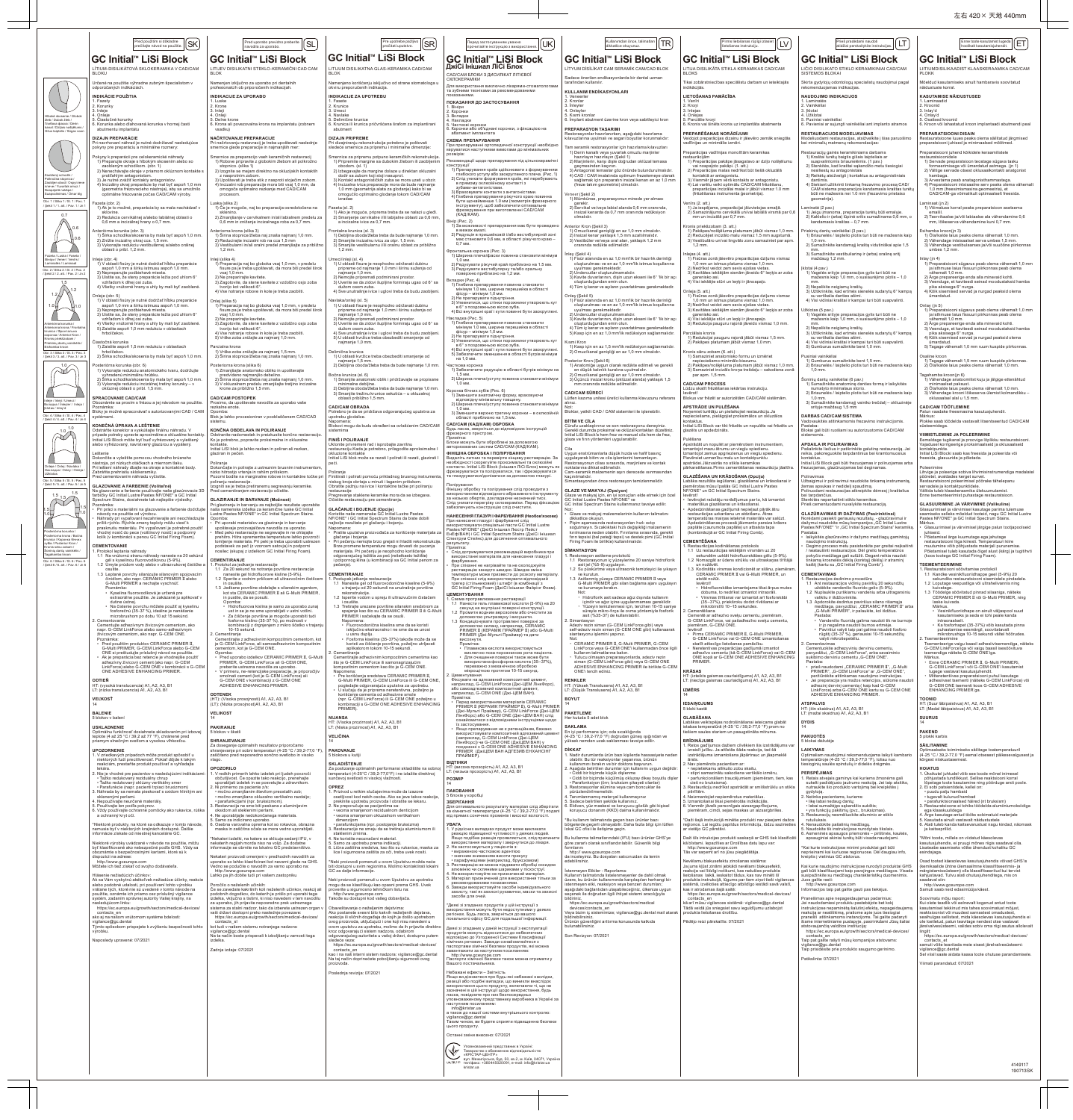# GC Initial™ LiSi Block

LÍTIUM-DISILIKÁTOVÁ SKLOKERAMIKA V CAD/CAM BLOKU

Určené na použitie výhradne zubným špecialistom v odporúčaných indikáciách.

## INDIKÁCIE POUŽITIA

# GC Initial™ LiSi Block

LITIJEV DISILIKATNI STEKLO-KERAMIČNI CAD CAM BLOK

## INDIKACIJE ZA UPORABO

# GC Initial™ LiSi Block

LITIJUM DISILIKATNA GLAS-KERAMIKA CAD/CAM BLOK

## INDIKACIJE ZA UPOTREBU

# GC Initial™ LiSi Block
# ДисЕ Ініціал ЛіСі Блок

CAD/CAM БЛОКИ З ДИСИЛІКАТ ЛІТІЄВОЇ СКЛОКЕРАМІКИ

## ПОКАЗАННЯ ДО ЗАСТОСУВАННЯ

# GC Initial™ LiSi Block

LİTYUM DİSİLİKAT CAM SERAMİK CAM/CAD BLOK

## KULLANIM ENDİKASYONLARI

# GC Initial™ LiSi Block

LITIJA DISILIKĀTA STIKLA KERAMIKAS CAD/CAM BLOKS

## LIETOŠANAS PAMĀCĪBA

# GC Initial™ LiSi Block

LIČIO DISILIKATO STIKLO KERAMIKINIAI CAD/CAM SISTEMOS BLOKAI

## NAUDOJIMO INDIKACIJOS

# GC Initial™ LiSi Block

LIITIUMDISILIKAADIST KLAASKERAAMIKA CAD/CAM PLOKK

## KASUTAMISE NÄIDUSTUSED